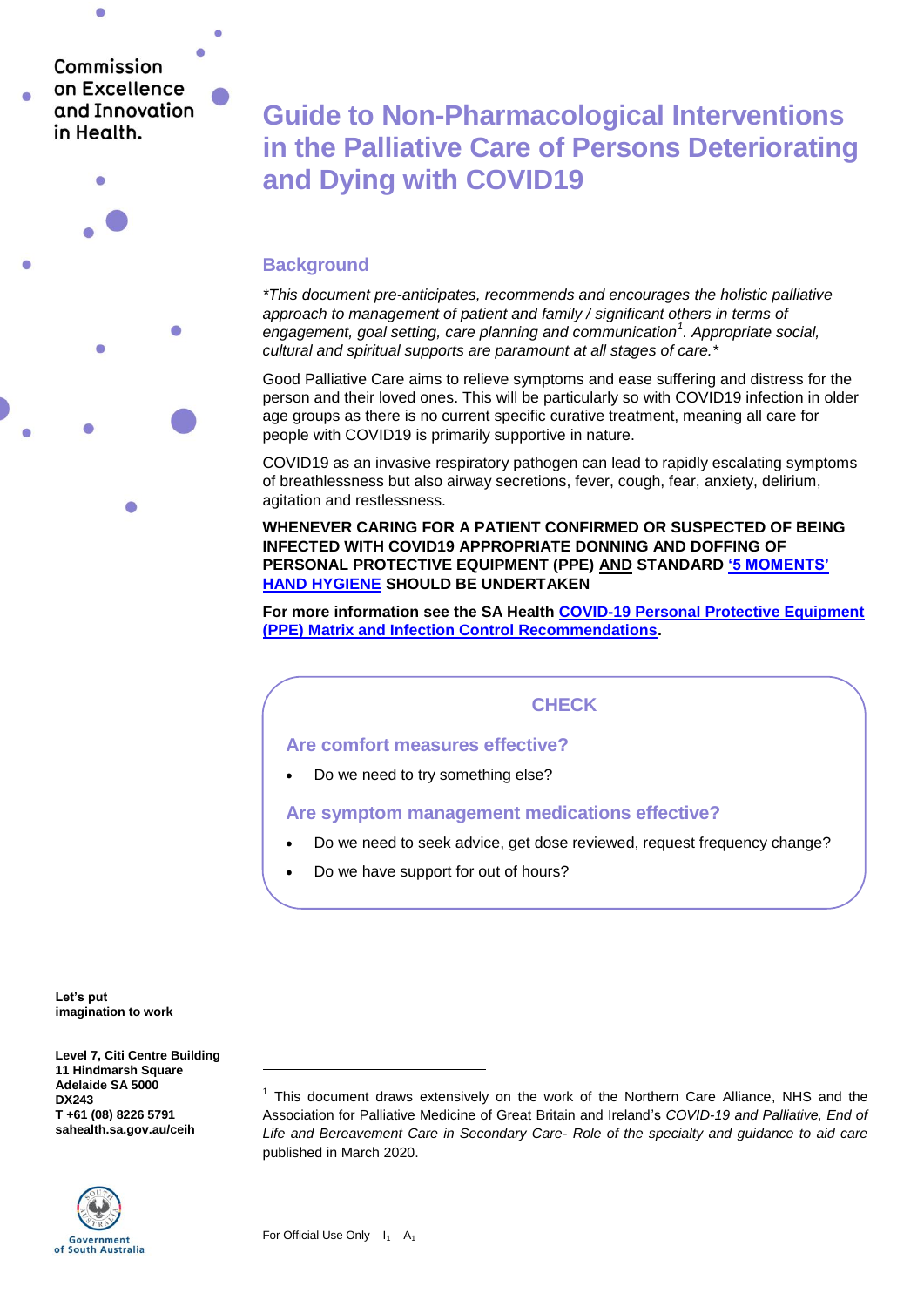Commission on Excellence and Innovation in Health.

# Guide to Non-Pharmacological Interventions in the Palliative Care of Persons Deteriorating and Dying with COVID19

## Background

*\*This document pre-anticipates, recommends and encourages the holistic palliative approach to management of patient and family / significant others in terms of engagement, goal setting, care planning and communication[1]. Appropriate social, cultural and spiritual supports are paramount at all stages of care.\**

Good Palliative Care aims to relieve symptoms and ease suffering and distress for the person and their loved ones. This will be particularly so with COVID19 infection in older age groups as there is no current specific curative treatment, meaning all care for people with COVID19 is primarily supportive in nature.

COVID19 as an invasive respiratory pathogen can lead to rapidly escalating symptoms of breathlessness but also airway secretions, fever, cough, fear, anxiety, delirium, agitation and restlessness.

**WHENEVER CARING FOR A PATIENT CONFIRMED OR SUSPECTED OF BEING INFECTED WITH COVID19 APPROPRIATE DONNING AND DOFFING OF PERSONAL PROTECTIVE EQUIPMENT (PPE) AND STANDARD '5 MOMENTS' HAND HYGIENE SHOULD BE UNDERTAKEN**

**For more information see the SA Health COVID-19 Personal Protective Equipment (PPE) Matrix and Infection Control Recommendations.**

### CHECK

#### Are comfort measures effective?

- Do we need to try something else?

#### Are symptom management medications effective?

- Do we need to seek advice, get dose reviewed, request frequency change?
- Do we have support for out of hours?

**Let's put imagination to work**

**Level 7, Citi Centre Building**
**11 Hindmarsh Square**
**Adelaide SA 5000**
**DX243**
**T +61 (08) 8226 5791**
**sahealth.sa.gov.au/ceih**

Government of South Australia

[1] This document draws extensively on the work of the Northern Care Alliance, NHS and the Association for Palliative Medicine of Great Britain and Ireland's *COVID-19 and Palliative, End of Life and Bereavement Care in Secondary Care- Role of the specialty and guidance to aid care* published in March 2020.

For Official Use Only – $I_1$ – $A_1$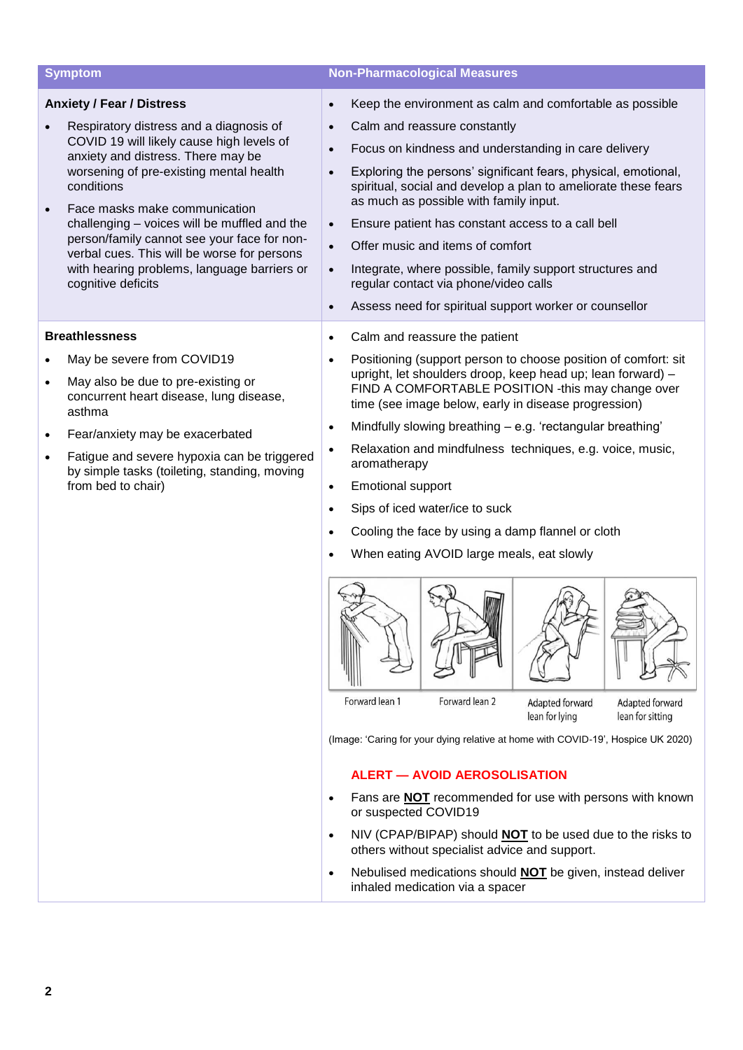| Symptom | Non-Pharmacological Measures |
| --- | --- |
| **Anxiety / Fear / Distress**<br>• Respiratory distress and a diagnosis of COVID 19 will likely cause high levels of anxiety and distress. There may be worsening of pre-existing mental health conditions<br>• Face masks make communication challenging – voices will be muffled and the person/family cannot see your face for non-verbal cues. This will be worse for persons with hearing problems, language barriers or cognitive deficits | • Keep the environment as calm and comfortable as possible<br>• Calm and reassure constantly<br>• Focus on kindness and understanding in care delivery<br>• Exploring the persons' significant fears, physical, emotional, spiritual, social and develop a plan to ameliorate these fears as much as possible with family input.<br>• Ensure patient has constant access to a call bell<br>• Offer music and items of comfort<br>• Integrate, where possible, family support structures and regular contact via phone/video calls<br>• Assess need for spiritual support worker or counsellor |
| **Breathlessness**<br>• May be severe from COVID19<br>• May also be due to pre-existing or concurrent heart disease, lung disease, asthma<br>• Fear/anxiety may be exacerbated<br>• Fatigue and severe hypoxia can be triggered by simple tasks (toileting, standing, moving from bed to chair) | • Calm and reassure the patient<br>• Positioning (support person to choose position of comfort: sit upright, let shoulders droop, keep head up; lean forward) – FIND A COMFORTABLE POSITION -this may change over time (see image below, early in disease progression)<br>• Mindfully slowing breathing – e.g. 'rectangular breathing'<br>• Relaxation and mindfulness techniques, e.g. voice, music, aromatherapy<br>• Emotional support<br>• Sips of iced water/ice to suck<br>• Cooling the face by using a damp flannel or cloth<br>• When eating AVOID large meals, eat slowly<br><br>Forward lean 1 · Forward lean 2 · Adapted forward lean for lying · Adapted forward lean for sitting<br><br>(Image: 'Caring for your dying relative at home with COVID-19', Hospice UK 2020)<br><br>**ALERT — AVOID AEROSOLISATION**<br>• Fans are **NOT** recommended for use with persons with known or suspected COVID19<br>• NIV (CPAP/BIPAP) should **NOT** to be used due to the risks to others without specialist advice and support.<br>• Nebulised medications should **NOT** be given, instead deliver inhaled medication via a spacer |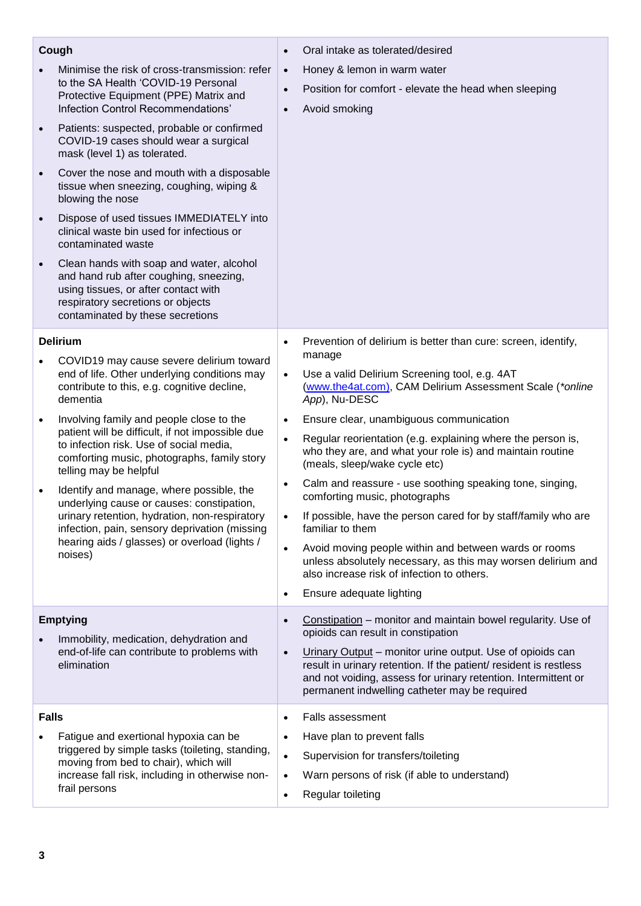| | |
|---|---|
| **Cough**<br>• Minimise the risk of cross-transmission: refer to the SA Health 'COVID-19 Personal Protective Equipment (PPE) Matrix and Infection Control Recommendations'<br>• Patients: suspected, probable or confirmed COVID-19 cases should wear a surgical mask (level 1) as tolerated.<br>• Cover the nose and mouth with a disposable tissue when sneezing, coughing, wiping & blowing the nose<br>• Dispose of used tissues IMMEDIATELY into clinical waste bin used for infectious or contaminated waste<br>• Clean hands with soap and water, alcohol and hand rub after coughing, sneezing, using tissues, or after contact with respiratory secretions or objects contaminated by these secretions | • Oral intake as tolerated/desired<br>• Honey & lemon in warm water<br>• Position for comfort - elevate the head when sleeping<br>• Avoid smoking |
| **Delirium**<br>• COVID19 may cause severe delirium toward end of life. Other underlying conditions may contribute to this, e.g. cognitive decline, dementia<br>• Involving family and people close to the patient will be difficult, if not impossible due to infection risk. Use of social media, comforting music, photographs, family story telling may be helpful<br>• Identify and manage, where possible, the underlying cause or causes: constipation, urinary retention, hydration, non-respiratory infection, pain, sensory deprivation (missing hearing aids / glasses) or overload (lights / noises) | • Prevention of delirium is better than cure: screen, identify, manage<br>• Use a valid Delirium Screening tool, e.g. 4AT (www.the4at.com), CAM Delirium Assessment Scale (*\*online App*), Nu-DESC<br>• Ensure clear, unambiguous communication<br>• Regular reorientation (e.g. explaining where the person is, who they are, and what your role is) and maintain routine (meals, sleep/wake cycle etc)<br>• Calm and reassure - use soothing speaking tone, singing, comforting music, photographs<br>• If possible, have the person cared for by staff/family who are familiar to them<br>• Avoid moving people within and between wards or rooms unless absolutely necessary, as this may worsen delirium and also increase risk of infection to others.<br>• Ensure adequate lighting |
| **Emptying**<br>• Immobility, medication, dehydration and end-of-life can contribute to problems with elimination | • Constipation – monitor and maintain bowel regularity. Use of opioids can result in constipation<br>• Urinary Output – monitor urine output. Use of opioids can result in urinary retention. If the patient/ resident is restless and not voiding, assess for urinary retention. Intermittent or permanent indwelling catheter may be required |
| **Falls**<br>• Fatigue and exertional hypoxia can be triggered by simple tasks (toileting, standing, moving from bed to chair), which will increase fall risk, including in otherwise non-frail persons | • Falls assessment<br>• Have plan to prevent falls<br>• Supervision for transfers/toileting<br>• Warn persons of risk (if able to understand)<br>• Regular toileting |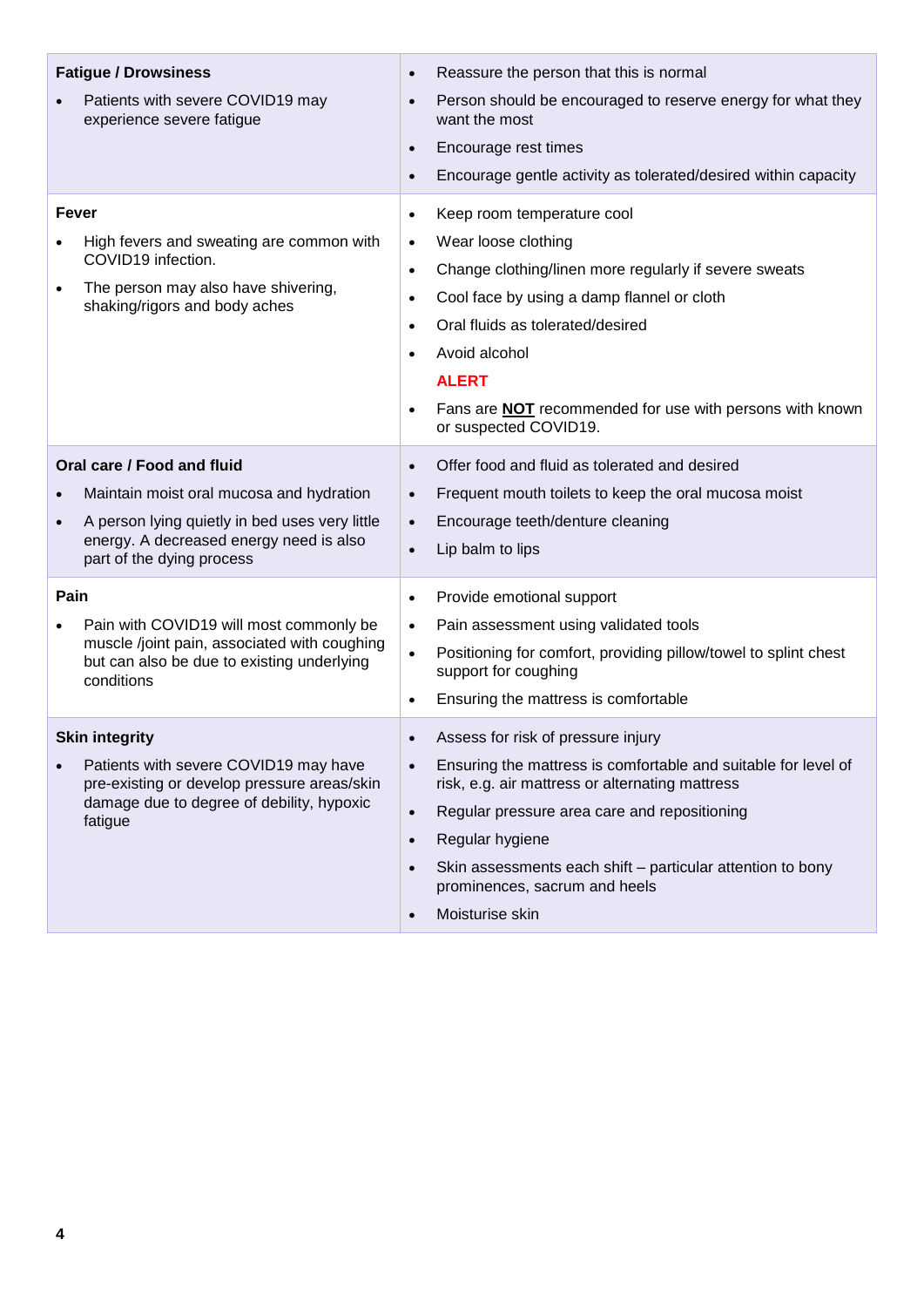| | |
|---|---|
| **Fatigue / Drowsiness**<br>• Patients with severe COVID19 may experience severe fatigue | • Reassure the person that this is normal<br>• Person should be encouraged to reserve energy for what they want the most<br>• Encourage rest times<br>• Encourage gentle activity as tolerated/desired within capacity |
| **Fever**<br>• High fevers and sweating are common with COVID19 infection.<br>• The person may also have shivering, shaking/rigors and body aches | • Keep room temperature cool<br>• Wear loose clothing<br>• Change clothing/linen more regularly if severe sweats<br>• Cool face by using a damp flannel or cloth<br>• Oral fluids as tolerated/desired<br>• Avoid alcohol<br>**ALERT**<br>• Fans are **NOT** recommended for use with persons with known or suspected COVID19. |
| **Oral care / Food and fluid**<br>• Maintain moist oral mucosa and hydration<br>• A person lying quietly in bed uses very little energy. A decreased energy need is also part of the dying process | • Offer food and fluid as tolerated and desired<br>• Frequent mouth toilets to keep the oral mucosa moist<br>• Encourage teeth/denture cleaning<br>• Lip balm to lips |
| **Pain**<br>• Pain with COVID19 will most commonly be muscle /joint pain, associated with coughing but can also be due to existing underlying conditions | • Provide emotional support<br>• Pain assessment using validated tools<br>• Positioning for comfort, providing pillow/towel to splint chest support for coughing<br>• Ensuring the mattress is comfortable |
| **Skin integrity**<br>• Patients with severe COVID19 may have pre-existing or develop pressure areas/skin damage due to degree of debility, hypoxic fatigue | • Assess for risk of pressure injury<br>• Ensuring the mattress is comfortable and suitable for level of risk, e.g. air mattress or alternating mattress<br>• Regular pressure area care and repositioning<br>• Regular hygiene<br>• Skin assessments each shift – particular attention to bony prominences, sacrum and heels<br>• Moisturise skin |